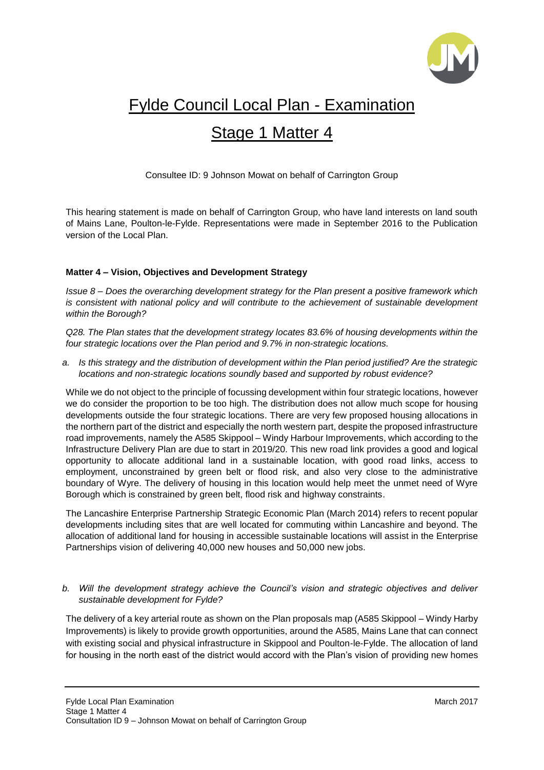# Fylde Council Local Plan - Examination

# Stage 1 Matter 4

Consultee ID: 9 Johnson Mowat on behalf of Carrington Group

This hearing statement is made on behalf of Carrington Group, who have land interests on land south of Mains Lane, Poulton-le-Fylde. Representations were made in September 2016 to the Publication version of the Local Plan.

**Matter 4 – Vision, Objectives and Development Strategy**

*Issue 8 – Does the overarching development strategy for the Plan present a positive framework which is consistent with national policy and will contribute to the achievement of sustainable development within the Borough?*

*Q28. The Plan states that the development strategy locates 83.6% of housing developments within the four strategic locations over the Plan period and 9.7% in non-strategic locations.*

*a. Is this strategy and the distribution of development within the Plan period justified? Are the strategic locations and non-strategic locations soundly based and supported by robust evidence?*

While we do not object to the principle of focussing development within four strategic locations, however we do consider the proportion to be too high. The distribution does not allow much scope for housing developments outside the four strategic locations. There are very few proposed housing allocations in the northern part of the district and especially the north western part, despite the proposed infrastructure road improvements, namely the A585 Skippool – Windy Harbour Improvements, which according to the Infrastructure Delivery Plan are due to start in 2019/20. This new road link provides a good and logical opportunity to allocate additional land in a sustainable location, with good road links, access to employment, unconstrained by green belt or flood risk, and also very close to the administrative boundary of Wyre. The delivery of housing in this location would help meet the unmet need of Wyre Borough which is constrained by green belt, flood risk and highway constraints.

The Lancashire Enterprise Partnership Strategic Economic Plan (March 2014) refers to recent popular developments including sites that are well located for commuting within Lancashire and beyond. The allocation of additional land for housing in accessible sustainable locations will assist in the Enterprise Partnerships vision of delivering 40,000 new houses and 50,000 new jobs.

*b. Will the development strategy achieve the Council's vision and strategic objectives and deliver sustainable development for Fylde?*

The delivery of a key arterial route as shown on the Plan proposals map (A585 Skippool – Windy Harby Improvements) is likely to provide growth opportunities, around the A585, Mains Lane that can connect with existing social and physical infrastructure in Skippool and Poulton-le-Fylde. The allocation of land for housing in the north east of the district would accord with the Plan's vision of providing new homes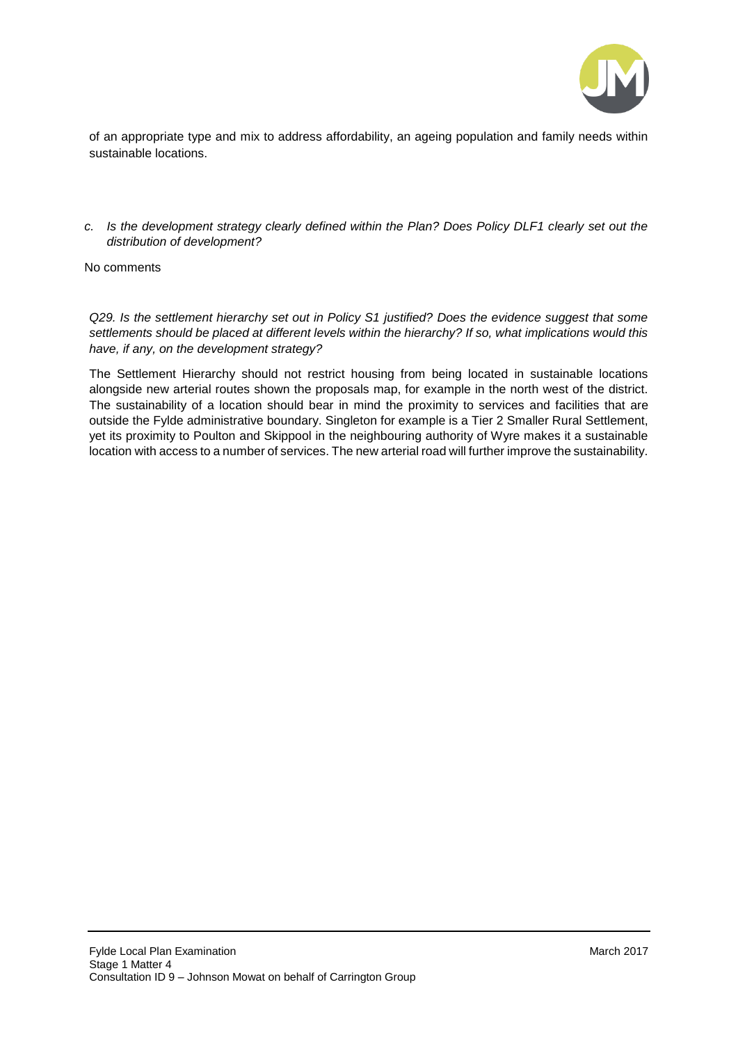of an appropriate type and mix to address affordability, an ageing population and family needs within sustainable locations.

*c. Is the development strategy clearly defined within the Plan? Does Policy DLF1 clearly set out the distribution of development?*

No comments

*Q29. Is the settlement hierarchy set out in Policy S1 justified? Does the evidence suggest that some settlements should be placed at different levels within the hierarchy? If so, what implications would this have, if any, on the development strategy?*

The Settlement Hierarchy should not restrict housing from being located in sustainable locations alongside new arterial routes shown the proposals map, for example in the north west of the district. The sustainability of a location should bear in mind the proximity to services and facilities that are outside the Fylde administrative boundary. Singleton for example is a Tier 2 Smaller Rural Settlement, yet its proximity to Poulton and Skippool in the neighbouring authority of Wyre makes it a sustainable location with access to a number of services. The new arterial road will further improve the sustainability.